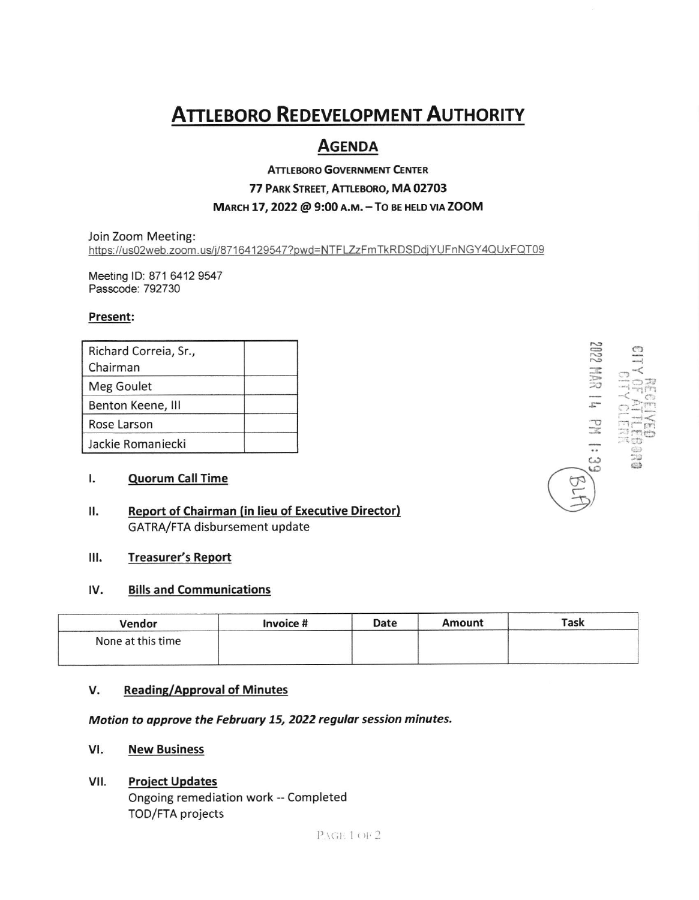# Attleboro Redevelopment Authority

## Agenda

**Attleboro Government Center**

**77 Park Street, Attleboro, MA 02703**

**March 17, 2022 @ 9:00 a.m. – To be held via ZOOM**

Join Zoom Meeting:
https://us02web.zoom.us/j/87164129547?pwd=NTFLZzFmTkRDSDdjYUFnNGY4QUxFQT09

Meeting ID: 871 6412 9547
Passcode: 792730

RECEIVED
CITY OF ATTLEBORO
CITY CLERK
2022 MAR 14 PM 1:39
BLA

**Present:**

| | |
|---|---|
| Richard Correia, Sr., Chairman | |
| Meg Goulet | |
| Benton Keene, III | |
| Rose Larson | |
| Jackie Romaniecki | |

I. **Quorum Call Time**

II. **Report of Chairman (in lieu of Executive Director)**
GATRA/FTA disbursement update

III. **Treasurer's Report**

IV. **Bills and Communications**

| Vendor | Invoice # | Date | Amount | Task |
|---|---|---|---|---|
| None at this time | | | | |

V. **Reading/Approval of Minutes**

***Motion to approve the February 15, 2022 regular session minutes.***

VI. **New Business**

VII. **Project Updates**
Ongoing remediation work -- Completed
TOD/FTA projects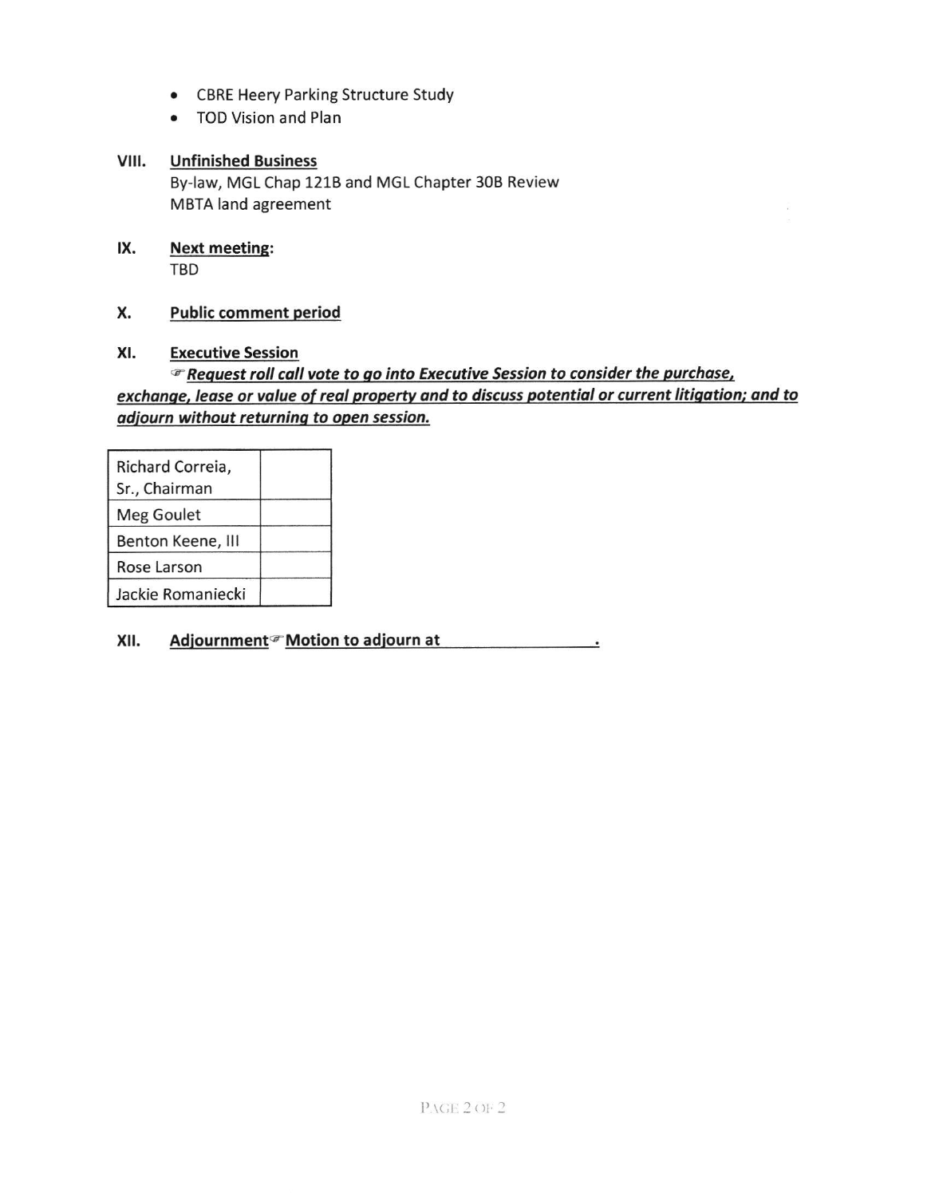- CBRE Heery Parking Structure Study
- TOD Vision and Plan

**VIII. Unfinished Business**

By-law, MGL Chap 121B and MGL Chapter 30B Review
MBTA land agreement

**IX. Next meeting:**

TBD

**X. Public comment period**

**XI. Executive Session**

☞ ***Request roll call vote to go into Executive Session to consider the purchase, exchange, lease or value of real property and to discuss potential or current litigation; and to adjourn without returning to open session.***

| | |
|---|---|
| Richard Correia, Sr., Chairman | |
| Meg Goulet | |
| Benton Keene, III | |
| Rose Larson | |
| Jackie Romaniecki | |

**XII. Adjournment** ☞ **Motion to adjourn at ________________.**